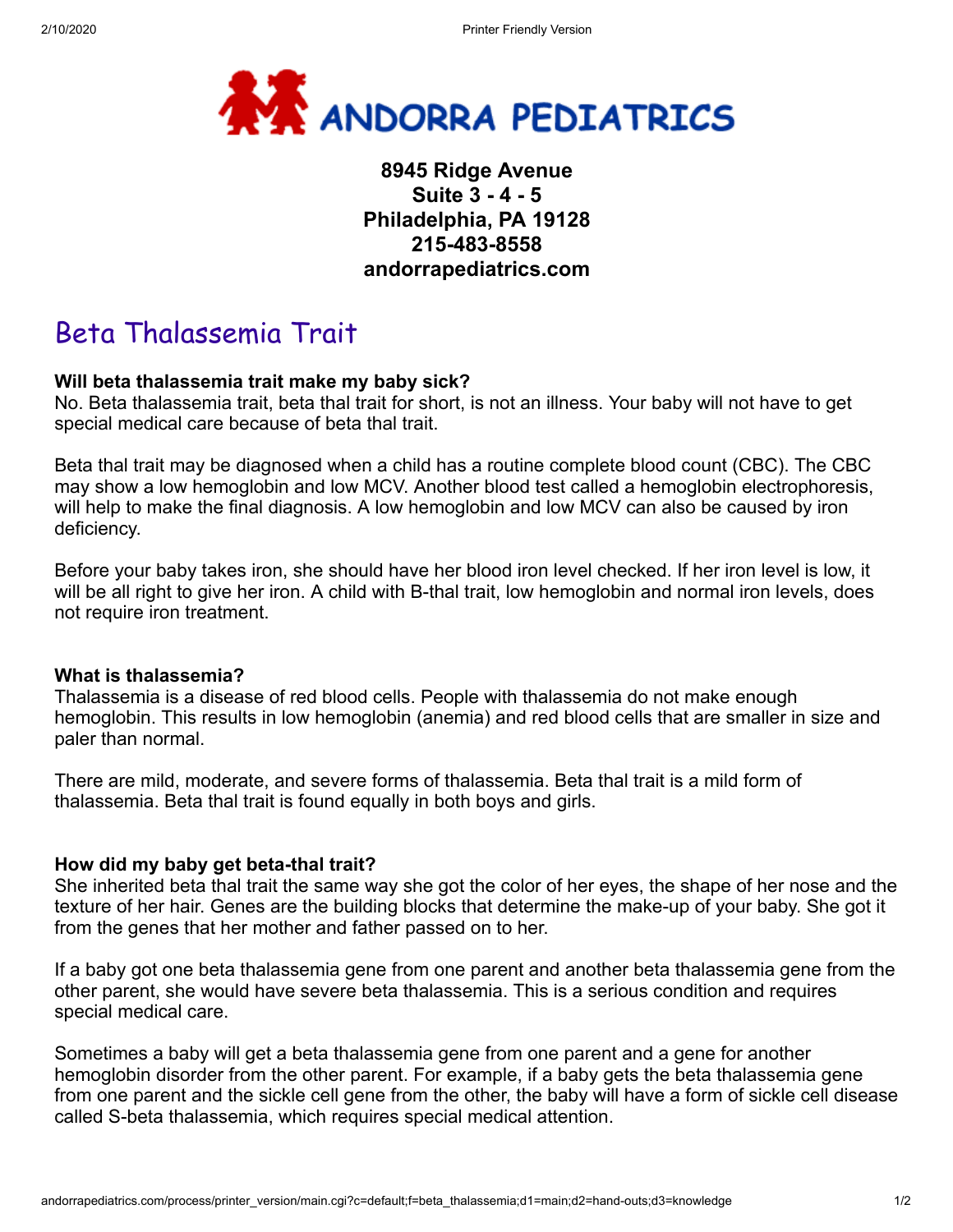# ANDORRA PEDIATRICS

**8945 Ridge Avenue**
**Suite 3 - 4 - 5**
**Philadelphia, PA 19128**
**215-483-8558**
**andorrapediatrics.com**

## Beta Thalassemia Trait

**Will beta thalassemia trait make my baby sick?**
No. Beta thalassemia trait, beta thal trait for short, is not an illness. Your baby will not have to get special medical care because of beta thal trait.

Beta thal trait may be diagnosed when a child has a routine complete blood count (CBC). The CBC may show a low hemoglobin and low MCV. Another blood test called a hemoglobin electrophoresis, will help to make the final diagnosis. A low hemoglobin and low MCV can also be caused by iron deficiency.

Before your baby takes iron, she should have her blood iron level checked. If her iron level is low, it will be all right to give her iron. A child with B-thal trait, low hemoglobin and normal iron levels, does not require iron treatment.

**What is thalassemia?**
Thalassemia is a disease of red blood cells. People with thalassemia do not make enough hemoglobin. This results in low hemoglobin (anemia) and red blood cells that are smaller in size and paler than normal.

There are mild, moderate, and severe forms of thalassemia. Beta thal trait is a mild form of thalassemia. Beta thal trait is found equally in both boys and girls.

**How did my baby get beta-thal trait?**
She inherited beta thal trait the same way she got the color of her eyes, the shape of her nose and the texture of her hair. Genes are the building blocks that determine the make-up of your baby. She got it from the genes that her mother and father passed on to her.

If a baby got one beta thalassemia gene from one parent and another beta thalassemia gene from the other parent, she would have severe beta thalassemia. This is a serious condition and requires special medical care.

Sometimes a baby will get a beta thalassemia gene from one parent and a gene for another hemoglobin disorder from the other parent. For example, if a baby gets the beta thalassemia gene from one parent and the sickle cell gene from the other, the baby will have a form of sickle cell disease called S-beta thalassemia, which requires special medical attention.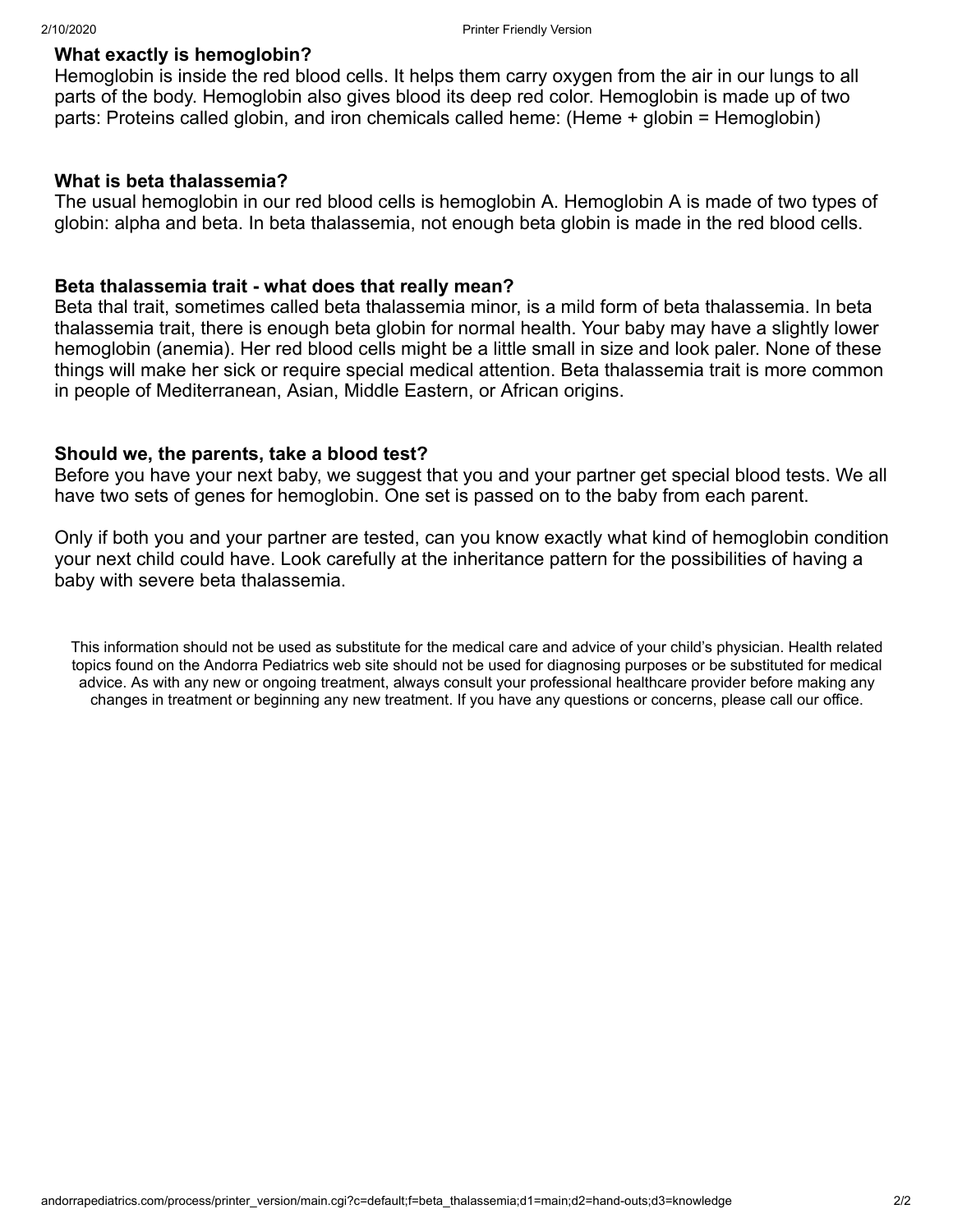### What exactly is hemoglobin?

Hemoglobin is inside the red blood cells. It helps them carry oxygen from the air in our lungs to all parts of the body. Hemoglobin also gives blood its deep red color. Hemoglobin is made up of two parts: Proteins called globin, and iron chemicals called heme: (Heme + globin = Hemoglobin)

### What is beta thalassemia?

The usual hemoglobin in our red blood cells is hemoglobin A. Hemoglobin A is made of two types of globin: alpha and beta. In beta thalassemia, not enough beta globin is made in the red blood cells.

### Beta thalassemia trait - what does that really mean?

Beta thal trait, sometimes called beta thalassemia minor, is a mild form of beta thalassemia. In beta thalassemia trait, there is enough beta globin for normal health. Your baby may have a slightly lower hemoglobin (anemia). Her red blood cells might be a little small in size and look paler. None of these things will make her sick or require special medical attention. Beta thalassemia trait is more common in people of Mediterranean, Asian, Middle Eastern, or African origins.

### Should we, the parents, take a blood test?

Before you have your next baby, we suggest that you and your partner get special blood tests. We all have two sets of genes for hemoglobin. One set is passed on to the baby from each parent.

Only if both you and your partner are tested, can you know exactly what kind of hemoglobin condition your next child could have. Look carefully at the inheritance pattern for the possibilities of having a baby with severe beta thalassemia.

This information should not be used as substitute for the medical care and advice of your child's physician. Health related topics found on the Andorra Pediatrics web site should not be used for diagnosing purposes or be substituted for medical advice. As with any new or ongoing treatment, always consult your professional healthcare provider before making any changes in treatment or beginning any new treatment. If you have any questions or concerns, please call our office.